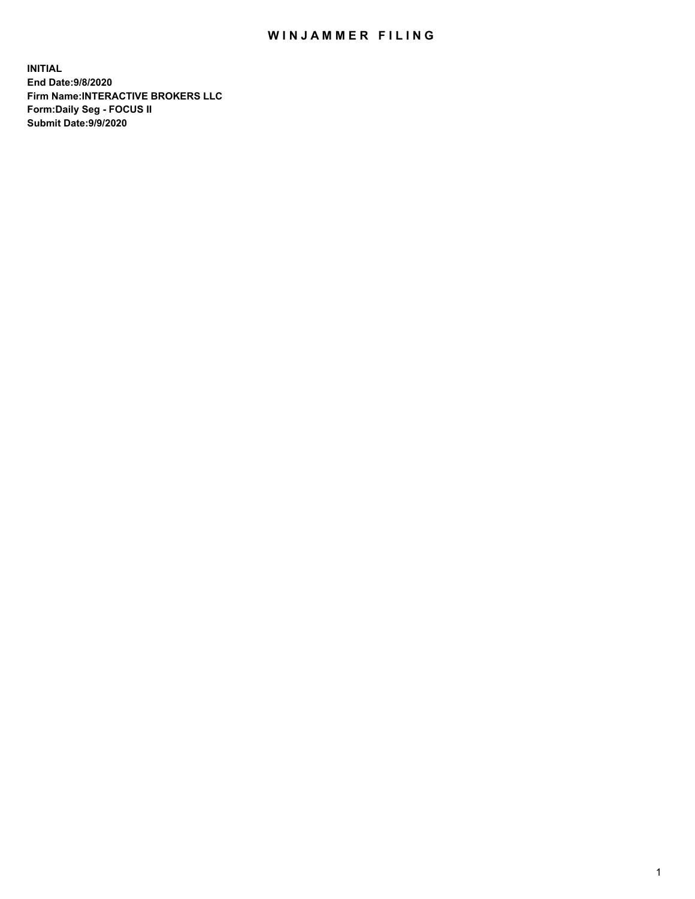# WINJAMMER FILING

**INITIAL**
**End Date:9/8/2020**
**Firm Name:INTERACTIVE BROKERS LLC**
**Form:Daily Seg - FOCUS II**
**Submit Date:9/9/2020**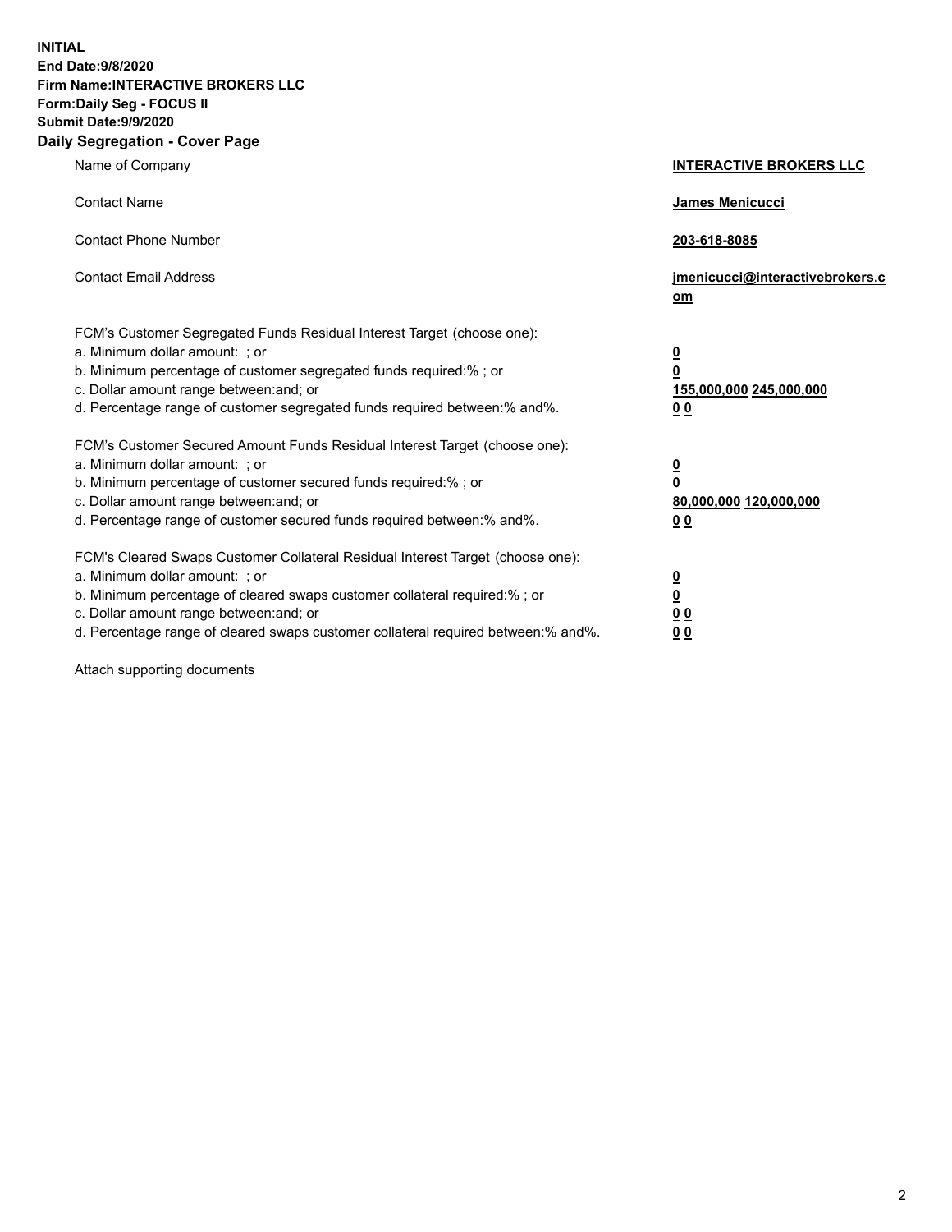**INITIAL**
**End Date:9/8/2020**
**Firm Name:INTERACTIVE BROKERS LLC**
**Form:Daily Seg - FOCUS II**
**Submit Date:9/9/2020**

## Daily Segregation - Cover Page

| | |
|---|---|
| Name of Company | **INTERACTIVE BROKERS LLC** |
| Contact Name | **James Menicucci** |
| Contact Phone Number | **203-618-8085** |
| Contact Email Address | **jmenicucci@interactivebrokers.com** |
| FCM's Customer Segregated Funds Residual Interest Target (choose one): | |
| a. Minimum dollar amount: ; or | **0** |
| b. Minimum percentage of customer segregated funds required:% ; or | **0** |
| c. Dollar amount range between:and; or | **155,000,000 245,000,000** |
| d. Percentage range of customer segregated funds required between:% and%. | **0 0** |
| FCM's Customer Secured Amount Funds Residual Interest Target (choose one): | |
| a. Minimum dollar amount: ; or | **0** |
| b. Minimum percentage of customer secured funds required:% ; or | **0** |
| c. Dollar amount range between:and; or | **80,000,000 120,000,000** |
| d. Percentage range of customer secured funds required between:% and%. | **0 0** |
| FCM's Cleared Swaps Customer Collateral Residual Interest Target (choose one): | |
| a. Minimum dollar amount: ; or | **0** |
| b. Minimum percentage of cleared swaps customer collateral required:% ; or | **0** |
| c. Dollar amount range between:and; or | **0 0** |
| d. Percentage range of cleared swaps customer collateral required between:% and%. | **0 0** |

Attach supporting documents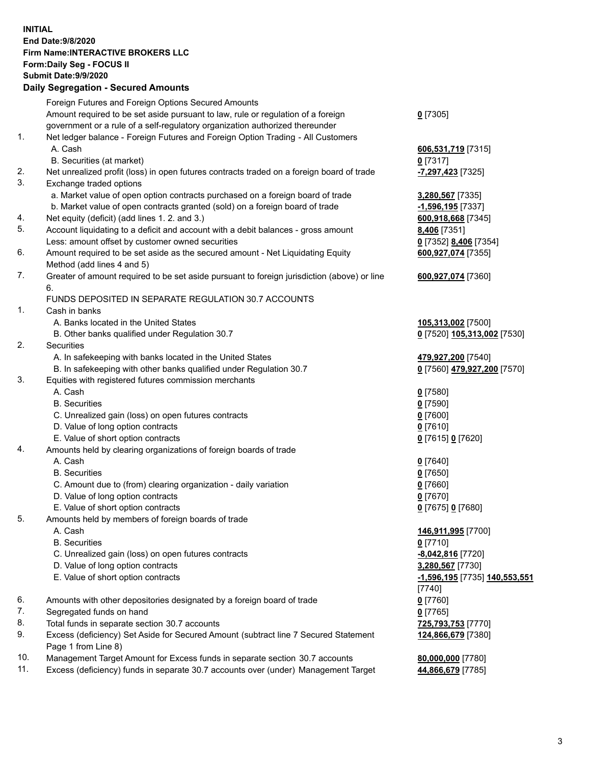**INITIAL**
**End Date:9/8/2020**
**Firm Name:INTERACTIVE BROKERS LLC**
**Form:Daily Seg - FOCUS II**
**Submit Date:9/9/2020**

### Daily Segregation - Secured Amounts

| | | |
|---|---|---|
| | Foreign Futures and Foreign Options Secured Amounts | |
| | Amount required to be set aside pursuant to law, rule or regulation of a foreign government or a rule of a self-regulatory organization authorized thereunder | **0** [7305] |
| 1. | Net ledger balance - Foreign Futures and Foreign Option Trading - All Customers | |
| | A. Cash | **606,531,719** [7315] |
| | B. Securities (at market) | **0** [7317] |
| 2. | Net unrealized profit (loss) in open futures contracts traded on a foreign board of trade | **-7,297,423** [7325] |
| 3. | Exchange traded options | |
| | a. Market value of open option contracts purchased on a foreign board of trade | **3,280,567** [7335] |
| | b. Market value of open contracts granted (sold) on a foreign board of trade | **-1,596,195** [7337] |
| 4. | Net equity (deficit) (add lines 1. 2. and 3.) | **600,918,668** [7345] |
| 5. | Account liquidating to a deficit and account with a debit balances - gross amount | **8,406** [7351] |
| | Less: amount offset by customer owned securities | **0** [7352] **8,406** [7354] |
| 6. | Amount required to be set aside as the secured amount - Net Liquidating Equity Method (add lines 4 and 5) | **600,927,074** [7355] |
| 7. | Greater of amount required to be set aside pursuant to foreign jurisdiction (above) or line 6. | **600,927,074** [7360] |
| | FUNDS DEPOSITED IN SEPARATE REGULATION 30.7 ACCOUNTS | |
| 1. | Cash in banks | |
| | A. Banks located in the United States | **105,313,002** [7500] |
| | B. Other banks qualified under Regulation 30.7 | **0** [7520] **105,313,002** [7530] |
| 2. | Securities | |
| | A. In safekeeping with banks located in the United States | **479,927,200** [7540] |
| | B. In safekeeping with other banks qualified under Regulation 30.7 | **0** [7560] **479,927,200** [7570] |
| 3. | Equities with registered futures commission merchants | |
| | A. Cash | **0** [7580] |
| | B. Securities | **0** [7590] |
| | C. Unrealized gain (loss) on open futures contracts | **0** [7600] |
| | D. Value of long option contracts | **0** [7610] |
| | E. Value of short option contracts | **0** [7615] **0** [7620] |
| 4. | Amounts held by clearing organizations of foreign boards of trade | |
| | A. Cash | **0** [7640] |
| | B. Securities | **0** [7650] |
| | C. Amount due to (from) clearing organization - daily variation | **0** [7660] |
| | D. Value of long option contracts | **0** [7670] |
| | E. Value of short option contracts | **0** [7675] **0** [7680] |
| 5. | Amounts held by members of foreign boards of trade | |
| | A. Cash | **146,911,995** [7700] |
| | B. Securities | **0** [7710] |
| | C. Unrealized gain (loss) on open futures contracts | **-8,042,816** [7720] |
| | D. Value of long option contracts | **3,280,567** [7730] |
| | E. Value of short option contracts | **-1,596,195** [7735] **140,553,551** [7740] |
| 6. | Amounts with other depositories designated by a foreign board of trade | **0** [7760] |
| 7. | Segregated funds on hand | **0** [7765] |
| 8. | Total funds in separate section 30.7 accounts | **725,793,753** [7770] |
| 9. | Excess (deficiency) Set Aside for Secured Amount (subtract line 7 Secured Statement Page 1 from Line 8) | **124,866,679** [7380] |
| 10. | Management Target Amount for Excess funds in separate section 30.7 accounts | **80,000,000** [7780] |
| 11. | Excess (deficiency) funds in separate 30.7 accounts over (under) Management Target | **44,866,679** [7785] |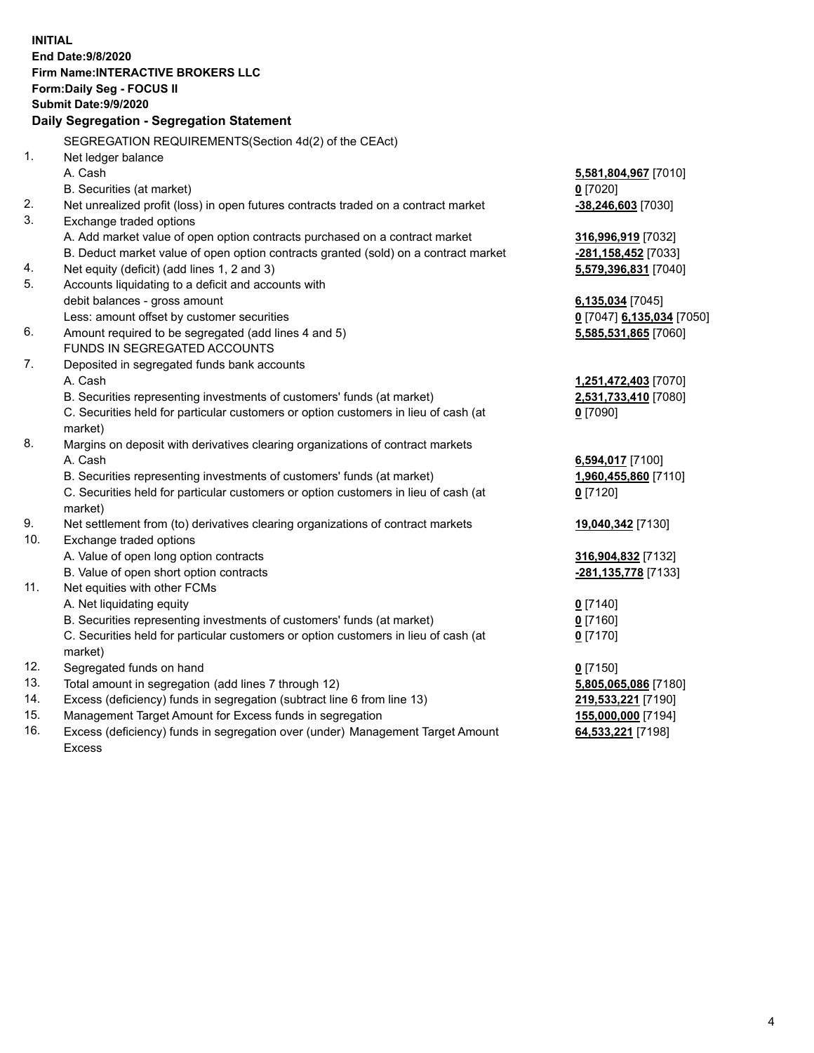**INITIAL**
**End Date:9/8/2020**
**Firm Name:INTERACTIVE BROKERS LLC**
**Form:Daily Seg - FOCUS II**
**Submit Date:9/9/2020**

## Daily Segregation - Segregation Statement

SEGREGATION REQUIREMENTS(Section 4d(2) of the CEAct)

| | | |
|---|---|---|
| 1. | Net ledger balance | |
| | A. Cash | **5,581,804,967** [7010] |
| | B. Securities (at market) | **0** [7020] |
| 2. | Net unrealized profit (loss) in open futures contracts traded on a contract market | **-38,246,603** [7030] |
| 3. | Exchange traded options | |
| | A. Add market value of open option contracts purchased on a contract market | **316,996,919** [7032] |
| | B. Deduct market value of open option contracts granted (sold) on a contract market | **-281,158,452** [7033] |
| 4. | Net equity (deficit) (add lines 1, 2 and 3) | **5,579,396,831** [7040] |
| 5. | Accounts liquidating to a deficit and accounts with debit balances - gross amount | **6,135,034** [7045] |
| | Less: amount offset by customer securities | **0** [7047] **6,135,034** [7050] |
| 6. | Amount required to be segregated (add lines 4 and 5) | **5,585,531,865** [7060] |
| | FUNDS IN SEGREGATED ACCOUNTS | |
| 7. | Deposited in segregated funds bank accounts | |
| | A. Cash | **1,251,472,403** [7070] |
| | B. Securities representing investments of customers' funds (at market) | **2,531,733,410** [7080] |
| | C. Securities held for particular customers or option customers in lieu of cash (at market) | **0** [7090] |
| 8. | Margins on deposit with derivatives clearing organizations of contract markets | |
| | A. Cash | **6,594,017** [7100] |
| | B. Securities representing investments of customers' funds (at market) | **1,960,455,860** [7110] |
| | C. Securities held for particular customers or option customers in lieu of cash (at market) | **0** [7120] |
| 9. | Net settlement from (to) derivatives clearing organizations of contract markets | **19,040,342** [7130] |
| 10. | Exchange traded options | |
| | A. Value of open long option contracts | **316,904,832** [7132] |
| | B. Value of open short option contracts | **-281,135,778** [7133] |
| 11. | Net equities with other FCMs | |
| | A. Net liquidating equity | **0** [7140] |
| | B. Securities representing investments of customers' funds (at market) | **0** [7160] |
| | C. Securities held for particular customers or option customers in lieu of cash (at market) | **0** [7170] |
| 12. | Segregated funds on hand | **0** [7150] |
| 13. | Total amount in segregation (add lines 7 through 12) | **5,805,065,086** [7180] |
| 14. | Excess (deficiency) funds in segregation (subtract line 6 from line 13) | **219,533,221** [7190] |
| 15. | Management Target Amount for Excess funds in segregation | **155,000,000** [7194] |
| 16. | Excess (deficiency) funds in segregation over (under) Management Target Amount Excess | **64,533,221** [7198] |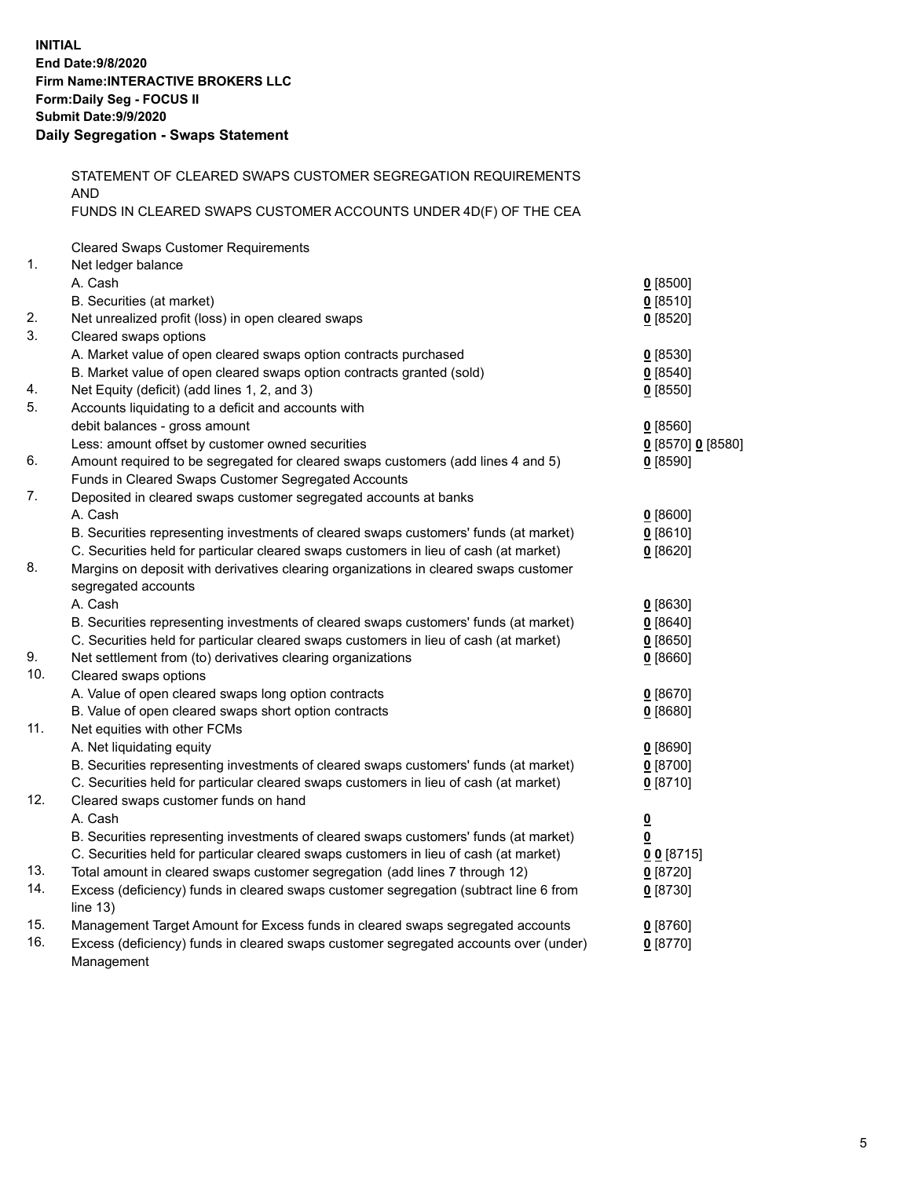**INITIAL**
**End Date:9/8/2020**
**Firm Name:INTERACTIVE BROKERS LLC**
**Form:Daily Seg - FOCUS II**
**Submit Date:9/9/2020**
**Daily Segregation - Swaps Statement**

STATEMENT OF CLEARED SWAPS CUSTOMER SEGREGATION REQUIREMENTS AND FUNDS IN CLEARED SWAPS CUSTOMER ACCOUNTS UNDER 4D(F) OF THE CEA

| | | |
|---|---|---|
| | Cleared Swaps Customer Requirements | |
| 1. | Net ledger balance | |
| | A. Cash | 0 [8500] |
| | B. Securities (at market) | 0 [8510] |
| 2. | Net unrealized profit (loss) in open cleared swaps | 0 [8520] |
| 3. | Cleared swaps options | |
| | A. Market value of open cleared swaps option contracts purchased | 0 [8530] |
| | B. Market value of open cleared swaps option contracts granted (sold) | 0 [8540] |
| 4. | Net Equity (deficit) (add lines 1, 2, and 3) | 0 [8550] |
| 5. | Accounts liquidating to a deficit and accounts with debit balances - gross amount | 0 [8560] |
| | Less: amount offset by customer owned securities | 0 [8570] 0 [8580] |
| 6. | Amount required to be segregated for cleared swaps customers (add lines 4 and 5) | 0 [8590] |
| | Funds in Cleared Swaps Customer Segregated Accounts | |
| 7. | Deposited in cleared swaps customer segregated accounts at banks | |
| | A. Cash | 0 [8600] |
| | B. Securities representing investments of cleared swaps customers' funds (at market) | 0 [8610] |
| | C. Securities held for particular cleared swaps customers in lieu of cash (at market) | 0 [8620] |
| 8. | Margins on deposit with derivatives clearing organizations in cleared swaps customer segregated accounts | |
| | A. Cash | 0 [8630] |
| | B. Securities representing investments of cleared swaps customers' funds (at market) | 0 [8640] |
| | C. Securities held for particular cleared swaps customers in lieu of cash (at market) | 0 [8650] |
| 9. | Net settlement from (to) derivatives clearing organizations | 0 [8660] |
| 10. | Cleared swaps options | |
| | A. Value of open cleared swaps long option contracts | 0 [8670] |
| | B. Value of open cleared swaps short option contracts | 0 [8680] |
| 11. | Net equities with other FCMs | |
| | A. Net liquidating equity | 0 [8690] |
| | B. Securities representing investments of cleared swaps customers' funds (at market) | 0 [8700] |
| | C. Securities held for particular cleared swaps customers in lieu of cash (at market) | 0 [8710] |
| 12. | Cleared swaps customer funds on hand | |
| | A. Cash | 0 |
| | B. Securities representing investments of cleared swaps customers' funds (at market) | 0 |
| | C. Securities held for particular cleared swaps customers in lieu of cash (at market) | 0 0 [8715] |
| 13. | Total amount in cleared swaps customer segregation (add lines 7 through 12) | 0 [8720] |
| 14. | Excess (deficiency) funds in cleared swaps customer segregation (subtract line 6 from line 13) | 0 [8730] |
| 15. | Management Target Amount for Excess funds in cleared swaps segregated accounts | 0 [8760] |
| 16. | Excess (deficiency) funds in cleared swaps customer segregated accounts over (under) Management | 0 [8770] |